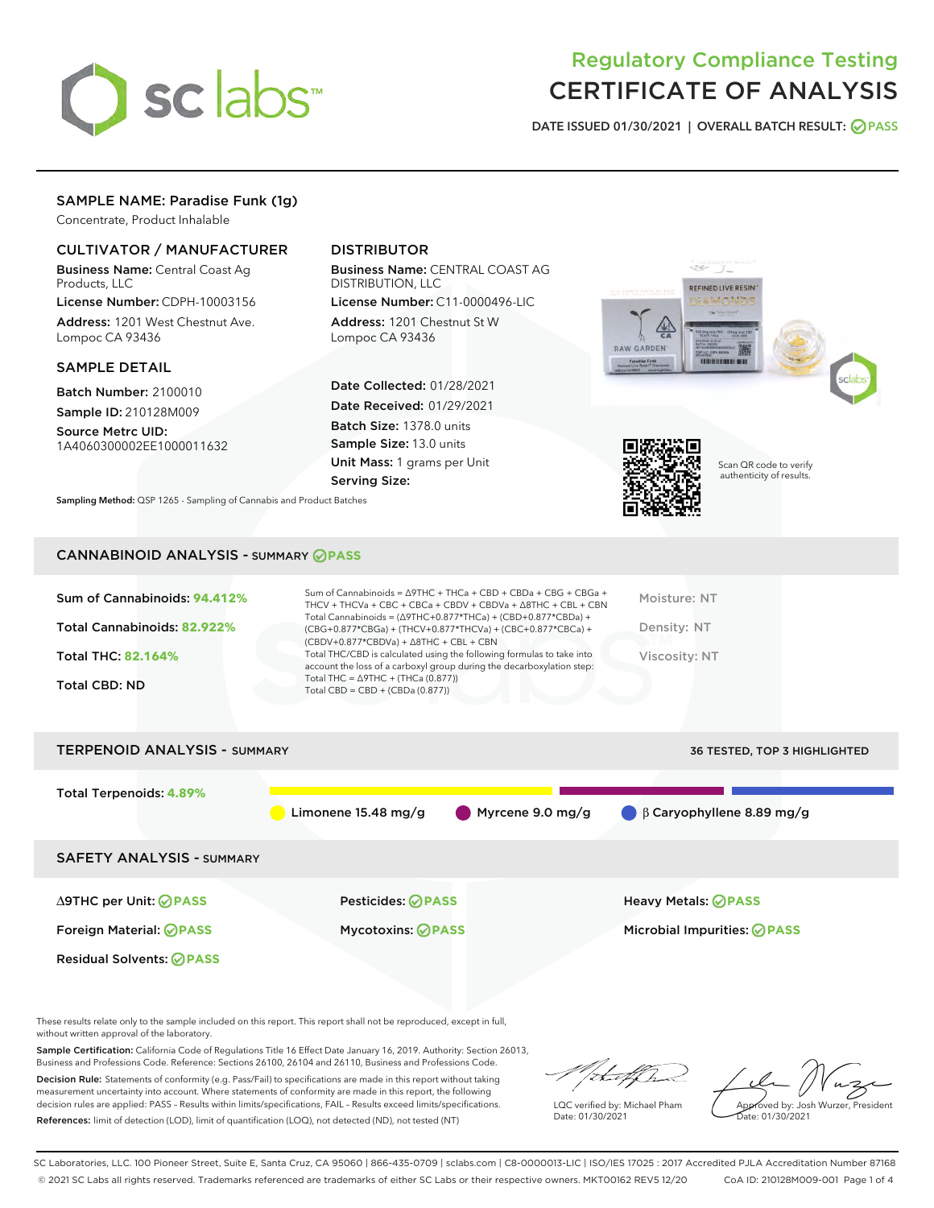# Regulatory Compliance Testing
# CERTIFICATE OF ANALYSIS

DATE ISSUED 01/30/2021 | OVERALL BATCH RESULT: PASS

## SAMPLE NAME: Paradise Funk (1g)

Concentrate, Product Inhalable

### CULTIVATOR / MANUFACTURER

**Business Name:** Central Coast Ag Products, LLC

**License Number:** CDPH-10003156

**Address:** 1201 West Chestnut Ave. Lompoc CA 93436

### DISTRIBUTOR

**Business Name:** CENTRAL COAST AG DISTRIBUTION, LLC

**License Number:** C11-0000496-LIC

**Address:** 1201 Chestnut St W Lompoc CA 93436

### SAMPLE DETAIL

**Batch Number:** 2100010

**Sample ID:** 210128M009

**Source Metrc UID:** 1A4060300002EE1000011632

**Date Collected:** 01/28/2021

**Date Received:** 01/29/2021

**Batch Size:** 1378.0 units

**Sample Size:** 13.0 units

**Unit Mass:** 1 grams per Unit

**Serving Size:**

Scan QR code to verify authenticity of results.

**Sampling Method:** QSP 1265 - Sampling of Cannabis and Product Batches

## CANNABINOID ANALYSIS - SUMMARY PASS

**Sum of Cannabinoids:** 94.412%

**Total Cannabinoids:** 82.922%

**Total THC:** 82.164%

**Total CBD:** ND

Sum of Cannabinoids = Δ9THC + THCa + CBD + CBDa + CBG + CBGa + THCV + THCVa + CBC + CBCa + CBDV + CBDVa + Δ8THC + CBL + CBN

Total Cannabinoids = (Δ9THC+0.877*THCa) + (CBD+0.877*CBDa) + (CBG+0.877*CBGa) + (THCV+0.877*THCVa) + (CBC+0.877*CBCa) + (CBDV+0.877*CBDVa) + Δ8THC + CBL + CBN

Total THC/CBD is calculated using the following formulas to take into account the loss of a carboxyl group during the decarboxylation step:

Total THC = Δ9THC + (THCa (0.877))

Total CBD = CBD + (CBDa (0.877))

Moisture: NT

Density: NT

Viscosity: NT

## TERPENOID ANALYSIS - SUMMARY

36 TESTED, TOP 3 HIGHLIGHTED

**Total Terpenoids:** 4.89%

Limonene 15.48 mg/g | Myrcene 9.0 mg/g | β Caryophyllene 8.89 mg/g

## SAFETY ANALYSIS - SUMMARY

| | | |
|---|---|---|
| Δ9THC per Unit: PASS | Pesticides: PASS | Heavy Metals: PASS |
| Foreign Material: PASS | Mycotoxins: PASS | Microbial Impurities: PASS |
| Residual Solvents: PASS | | |

These results relate only to the sample included on this report. This report shall not be reproduced, except in full, without written approval of the laboratory.

**Sample Certification:** California Code of Regulations Title 16 Effect Date January 16, 2019. Authority: Section 26013, Business and Professions Code. Reference: Sections 26100, 26104 and 26110, Business and Professions Code.

**Decision Rule:** Statements of conformity (e.g. Pass/Fail) to specifications are made in this report without taking measurement uncertainty into account. Where statements of conformity are made in this report, the following decision rules are applied: PASS – Results within limits/specifications, FAIL – Results exceed limits/specifications.

**References:** limit of detection (LOD), limit of quantification (LOQ), not detected (ND), not tested (NT)

LQC verified by: Michael Pham
Date: 01/30/2021

Approved by: Josh Wurzer, President
Date: 01/30/2021

SC Laboratories, LLC. 100 Pioneer Street, Suite E, Santa Cruz, CA 95060 | 866-435-0709 | sclabs.com | C8-0000013-LIC | ISO/IES 17025 : 2017 Accredited PJLA Accreditation Number 87168
© 2021 SC Labs all rights reserved. Trademarks referenced are trademarks of either SC Labs or their respective owners. MKT00162 REV5 12/20 CoA ID: 210128M009-001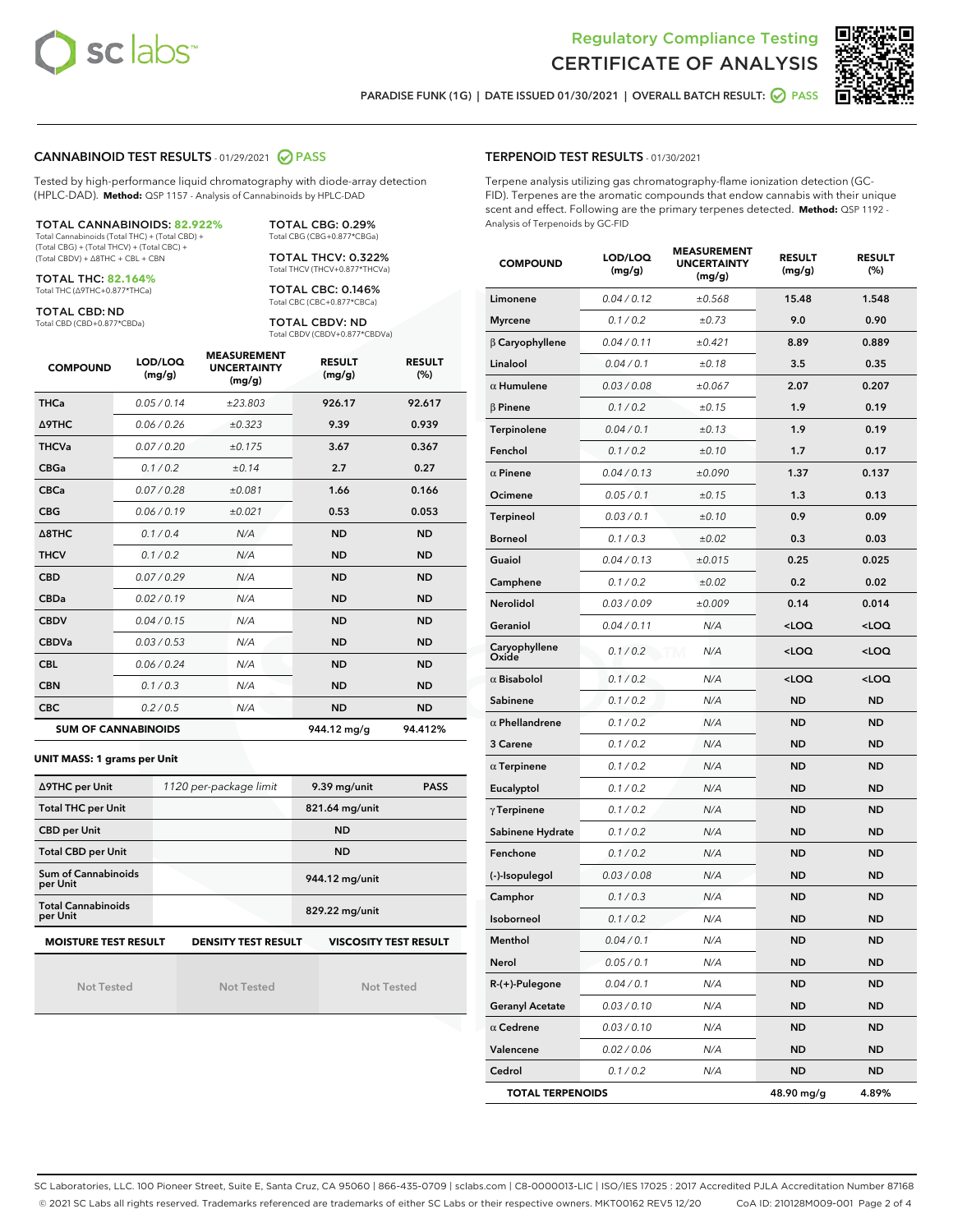# Regulatory Compliance Testing
# CERTIFICATE OF ANALYSIS

PARADISE FUNK (1G) | DATE ISSUED 01/30/2021 | OVERALL BATCH RESULT: PASS

## CANNABINOID TEST RESULTS - 01/29/2021 PASS

Tested by high-performance liquid chromatography with diode-array detection (HPLC-DAD). **Method:** QSP 1157 - Analysis of Cannabinoids by HPLC-DAD

**TOTAL CANNABINOIDS: 82.922%**
Total Cannabinoids (Total THC) + (Total CBD) + (Total CBG) + (Total THCV) + (Total CBC) + (Total CBDV) + Δ8THC + CBL + CBN

**TOTAL THC: 82.164%**
Total THC (Δ9THC+0.877*THCa)

**TOTAL CBD: ND**
Total CBD (CBD+0.877*CBDa)

**TOTAL CBG: 0.29%**
Total CBG (CBG+0.877*CBGa)

**TOTAL THCV: 0.322%**
Total THCV (THCV+0.877*THCVa)

**TOTAL CBC: 0.146%**
Total CBC (CBC+0.877*CBCa)

**TOTAL CBDV: ND**
Total CBDV (CBDV+0.877*CBDVa)

| COMPOUND | LOD/LOQ (mg/g) | MEASUREMENT UNCERTAINTY (mg/g) | RESULT (mg/g) | RESULT (%) |
|---|---|---|---|---|
| THCa | 0.05 / 0.14 | ±23.803 | 926.17 | 92.617 |
| Δ9THC | 0.06 / 0.26 | ±0.323 | 9.39 | 0.939 |
| THCVa | 0.07 / 0.20 | ±0.175 | 3.67 | 0.367 |
| CBGa | 0.1 / 0.2 | ±0.14 | 2.7 | 0.27 |
| CBCa | 0.07 / 0.28 | ±0.081 | 1.66 | 0.166 |
| CBG | 0.06 / 0.19 | ±0.021 | 0.53 | 0.053 |
| Δ8THC | 0.1 / 0.4 | N/A | ND | ND |
| THCV | 0.1 / 0.2 | N/A | ND | ND |
| CBD | 0.07 / 0.29 | N/A | ND | ND |
| CBDa | 0.02 / 0.19 | N/A | ND | ND |
| CBDV | 0.04 / 0.15 | N/A | ND | ND |
| CBDVa | 0.03 / 0.53 | N/A | ND | ND |
| CBL | 0.06 / 0.24 | N/A | ND | ND |
| CBN | 0.1 / 0.3 | N/A | ND | ND |
| CBC | 0.2 / 0.5 | N/A | ND | ND |
| **SUM OF CANNABINOIDS** | | | 944.12 mg/g | 94.412% |

**UNIT MASS: 1 grams per Unit**

| | | | |
|---|---|---|---|
| Δ9THC per Unit | 1120 per-package limit | 9.39 mg/unit | PASS |
| Total THC per Unit | | 821.64 mg/unit | |
| CBD per Unit | | ND | |
| Total CBD per Unit | | ND | |
| Sum of Cannabinoids per Unit | | 944.12 mg/unit | |
| Total Cannabinoids per Unit | | 829.22 mg/unit | |

| MOISTURE TEST RESULT | DENSITY TEST RESULT | VISCOSITY TEST RESULT |
|---|---|---|
| Not Tested | Not Tested | Not Tested |

## TERPENOID TEST RESULTS - 01/30/2021

Terpene analysis utilizing gas chromatography-flame ionization detection (GC-FID). Terpenes are the aromatic compounds that endow cannabis with their unique scent and effect. Following are the primary terpenes detected. **Method:** QSP 1192 - Analysis of Terpenoids by GC-FID

| COMPOUND | LOD/LOQ (mg/g) | MEASUREMENT UNCERTAINTY (mg/g) | RESULT (mg/g) | RESULT (%) |
|---|---|---|---|---|
| Limonene | 0.04 / 0.12 | ±0.568 | 15.48 | 1.548 |
| Myrcene | 0.1 / 0.2 | ±0.73 | 9.0 | 0.90 |
| β Caryophyllene | 0.04 / 0.11 | ±0.421 | 8.89 | 0.889 |
| Linalool | 0.04 / 0.1 | ±0.18 | 3.5 | 0.35 |
| α Humulene | 0.03 / 0.08 | ±0.067 | 2.07 | 0.207 |
| β Pinene | 0.1 / 0.2 | ±0.15 | 1.9 | 0.19 |
| Terpinolene | 0.04 / 0.1 | ±0.13 | 1.9 | 0.19 |
| Fenchol | 0.1 / 0.2 | ±0.10 | 1.7 | 0.17 |
| α Pinene | 0.04 / 0.13 | ±0.090 | 1.37 | 0.137 |
| Ocimene | 0.05 / 0.1 | ±0.15 | 1.3 | 0.13 |
| Terpineol | 0.03 / 0.1 | ±0.10 | 0.9 | 0.09 |
| Borneol | 0.1 / 0.3 | ±0.02 | 0.3 | 0.03 |
| Guaiol | 0.04 / 0.13 | ±0.015 | 0.25 | 0.025 |
| Camphene | 0.1 / 0.2 | ±0.02 | 0.2 | 0.02 |
| Nerolidol | 0.03 / 0.09 | ±0.009 | 0.14 | 0.014 |
| Geraniol | 0.04 / 0.11 | N/A | <LOQ | <LOQ |
| Caryophyllene Oxide | 0.1 / 0.2 | N/A | <LOQ | <LOQ |
| α Bisabolol | 0.1 / 0.2 | N/A | <LOQ | <LOQ |
| Sabinene | 0.1 / 0.2 | N/A | ND | ND |
| α Phellandrene | 0.1 / 0.2 | N/A | ND | ND |
| 3 Carene | 0.1 / 0.2 | N/A | ND | ND |
| α Terpinene | 0.1 / 0.2 | N/A | ND | ND |
| Eucalyptol | 0.1 / 0.2 | N/A | ND | ND |
| γ Terpinene | 0.1 / 0.2 | N/A | ND | ND |
| Sabinene Hydrate | 0.1 / 0.2 | N/A | ND | ND |
| Fenchone | 0.1 / 0.2 | N/A | ND | ND |
| (-)-Isopulegol | 0.03 / 0.08 | N/A | ND | ND |
| Camphor | 0.1 / 0.3 | N/A | ND | ND |
| Isoborneol | 0.1 / 0.2 | N/A | ND | ND |
| Menthol | 0.04 / 0.1 | N/A | ND | ND |
| Nerol | 0.05 / 0.1 | N/A | ND | ND |
| R-(+)-Pulegone | 0.04 / 0.1 | N/A | ND | ND |
| Geranyl Acetate | 0.03 / 0.10 | N/A | ND | ND |
| α Cedrene | 0.03 / 0.10 | N/A | ND | ND |
| Valencene | 0.02 / 0.06 | N/A | ND | ND |
| Cedrol | 0.1 / 0.2 | N/A | ND | ND |
| **TOTAL TERPENOIDS** | | | 48.90 mg/g | 4.89% |

SC Laboratories, LLC. 100 Pioneer Street, Suite E, Santa Cruz, CA 95060 | 866-435-0709 | sclabs.com | C8-0000013-LIC | ISO/IES 17025 : 2017 Accredited PJLA Accreditation Number 87168
© 2021 SC Labs all rights reserved. Trademarks referenced are trademarks of either SC Labs or their respective owners. MKT00162 REV5 12/20 CoA ID: 210128M009-001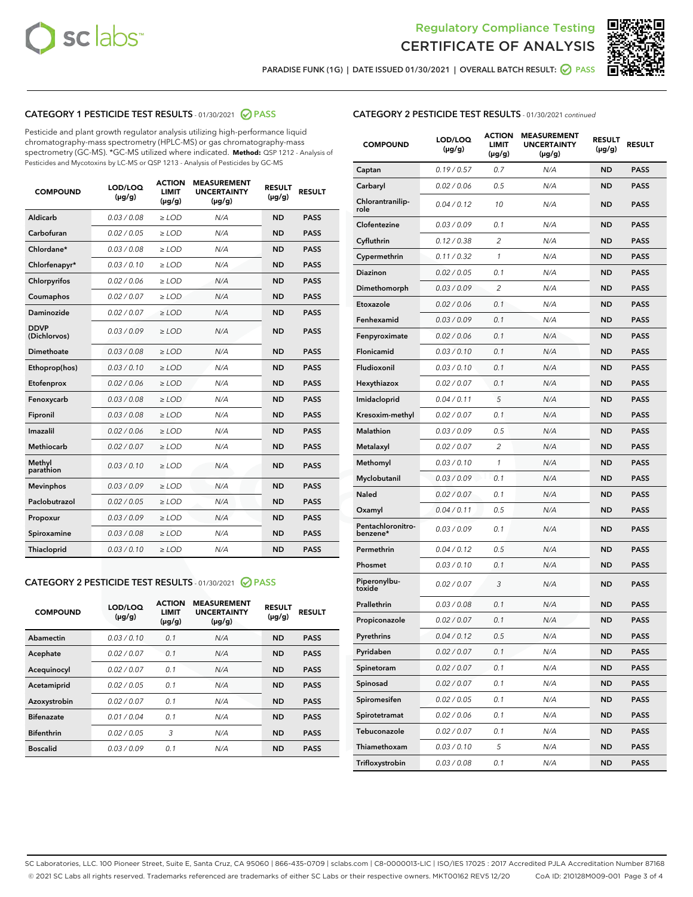# Regulatory Compliance Testing
# CERTIFICATE OF ANALYSIS

PARADISE FUNK (1G) | DATE ISSUED 01/30/2021 | OVERALL BATCH RESULT: PASS

## CATEGORY 1 PESTICIDE TEST RESULTS - 01/30/2021 PASS

Pesticide and plant growth regulator analysis utilizing high-performance liquid chromatography-mass spectrometry (HPLC-MS) or gas chromatography-mass spectrometry (GC-MS). *GC-MS utilized where indicated. **Method:** QSP 1212 - Analysis of Pesticides and Mycotoxins by LC-MS or QSP 1213 - Analysis of Pesticides by GC-MS

| COMPOUND | LOD/LOQ (µg/g) | ACTION LIMIT (µg/g) | MEASUREMENT UNCERTAINTY (µg/g) | RESULT (µg/g) | RESULT |
|---|---|---|---|---|---|
| Aldicarb | 0.03 / 0.08 | ≥ LOD | N/A | ND | PASS |
| Carbofuran | 0.02 / 0.05 | ≥ LOD | N/A | ND | PASS |
| Chlordane* | 0.03 / 0.08 | ≥ LOD | N/A | ND | PASS |
| Chlorfenapyr* | 0.03 / 0.10 | ≥ LOD | N/A | ND | PASS |
| Chlorpyrifos | 0.02 / 0.06 | ≥ LOD | N/A | ND | PASS |
| Coumaphos | 0.02 / 0.07 | ≥ LOD | N/A | ND | PASS |
| Daminozide | 0.02 / 0.07 | ≥ LOD | N/A | ND | PASS |
| DDVP (Dichlorvos) | 0.03 / 0.09 | ≥ LOD | N/A | ND | PASS |
| Dimethoate | 0.03 / 0.08 | ≥ LOD | N/A | ND | PASS |
| Ethoprop(hos) | 0.03 / 0.10 | ≥ LOD | N/A | ND | PASS |
| Etofenprox | 0.02 / 0.06 | ≥ LOD | N/A | ND | PASS |
| Fenoxycarb | 0.03 / 0.08 | ≥ LOD | N/A | ND | PASS |
| Fipronil | 0.03 / 0.08 | ≥ LOD | N/A | ND | PASS |
| Imazalil | 0.02 / 0.06 | ≥ LOD | N/A | ND | PASS |
| Methiocarb | 0.02 / 0.07 | ≥ LOD | N/A | ND | PASS |
| Methyl parathion | 0.03 / 0.10 | ≥ LOD | N/A | ND | PASS |
| Mevinphos | 0.03 / 0.09 | ≥ LOD | N/A | ND | PASS |
| Paclobutrazol | 0.02 / 0.05 | ≥ LOD | N/A | ND | PASS |
| Propoxur | 0.03 / 0.09 | ≥ LOD | N/A | ND | PASS |
| Spiroxamine | 0.03 / 0.08 | ≥ LOD | N/A | ND | PASS |
| Thiacloprid | 0.03 / 0.10 | ≥ LOD | N/A | ND | PASS |

## CATEGORY 2 PESTICIDE TEST RESULTS - 01/30/2021 PASS

| COMPOUND | LOD/LOQ (µg/g) | ACTION LIMIT (µg/g) | MEASUREMENT UNCERTAINTY (µg/g) | RESULT (µg/g) | RESULT |
|---|---|---|---|---|---|
| Abamectin | 0.03 / 0.10 | 0.1 | N/A | ND | PASS |
| Acephate | 0.02 / 0.07 | 0.1 | N/A | ND | PASS |
| Acequinocyl | 0.02 / 0.07 | 0.1 | N/A | ND | PASS |
| Acetamiprid | 0.02 / 0.05 | 0.1 | N/A | ND | PASS |
| Azoxystrobin | 0.02 / 0.07 | 0.1 | N/A | ND | PASS |
| Bifenazate | 0.01 / 0.04 | 0.1 | N/A | ND | PASS |
| Bifenthrin | 0.02 / 0.05 | 3 | N/A | ND | PASS |
| Boscalid | 0.03 / 0.09 | 0.1 | N/A | ND | PASS |
| Captan | 0.19 / 0.57 | 0.7 | N/A | ND | PASS |
| Carbaryl | 0.02 / 0.06 | 0.5 | N/A | ND | PASS |
| Chlorantraniliprole | 0.04 / 0.12 | 10 | N/A | ND | PASS |
| Clofentezine | 0.03 / 0.09 | 0.1 | N/A | ND | PASS |
| Cyfluthrin | 0.12 / 0.38 | 2 | N/A | ND | PASS |
| Cypermethrin | 0.11 / 0.32 | 1 | N/A | ND | PASS |
| Diazinon | 0.02 / 0.05 | 0.1 | N/A | ND | PASS |
| Dimethomorph | 0.03 / 0.09 | 2 | N/A | ND | PASS |
| Etoxazole | 0.02 / 0.06 | 0.1 | N/A | ND | PASS |
| Fenhexamid | 0.03 / 0.09 | 0.1 | N/A | ND | PASS |
| Fenpyroximate | 0.02 / 0.06 | 0.1 | N/A | ND | PASS |
| Flonicamid | 0.03 / 0.10 | 0.1 | N/A | ND | PASS |
| Fludioxonil | 0.03 / 0.10 | 0.1 | N/A | ND | PASS |
| Hexythiazox | 0.02 / 0.07 | 0.1 | N/A | ND | PASS |
| Imidacloprid | 0.04 / 0.11 | 5 | N/A | ND | PASS |
| Kresoxim-methyl | 0.02 / 0.07 | 0.1 | N/A | ND | PASS |
| Malathion | 0.03 / 0.09 | 0.5 | N/A | ND | PASS |
| Metalaxyl | 0.02 / 0.07 | 2 | N/A | ND | PASS |
| Methomyl | 0.03 / 0.10 | 1 | N/A | ND | PASS |
| Myclobutanil | 0.03 / 0.09 | 0.1 | N/A | ND | PASS |
| Naled | 0.02 / 0.07 | 0.1 | N/A | ND | PASS |
| Oxamyl | 0.04 / 0.11 | 0.5 | N/A | ND | PASS |
| Pentachloronitrobenzene* | 0.03 / 0.09 | 0.1 | N/A | ND | PASS |
| Permethrin | 0.04 / 0.12 | 0.5 | N/A | ND | PASS |
| Phosmet | 0.03 / 0.10 | 0.1 | N/A | ND | PASS |
| Piperonylbutoxide | 0.02 / 0.07 | 3 | N/A | ND | PASS |
| Prallethrin | 0.03 / 0.08 | 0.1 | N/A | ND | PASS |
| Propiconazole | 0.02 / 0.07 | 0.1 | N/A | ND | PASS |
| Pyrethrins | 0.04 / 0.12 | 0.5 | N/A | ND | PASS |
| Pyridaben | 0.02 / 0.07 | 0.1 | N/A | ND | PASS |
| Spinetoram | 0.02 / 0.07 | 0.1 | N/A | ND | PASS |
| Spinosad | 0.02 / 0.07 | 0.1 | N/A | ND | PASS |
| Spiromesifen | 0.02 / 0.05 | 0.1 | N/A | ND | PASS |
| Spirotetramat | 0.02 / 0.06 | 0.1 | N/A | ND | PASS |
| Tebuconazole | 0.02 / 0.07 | 0.1 | N/A | ND | PASS |
| Thiamethoxam | 0.03 / 0.10 | 5 | N/A | ND | PASS |
| Trifloxystrobin | 0.03 / 0.08 | 0.1 | N/A | ND | PASS |

SC Laboratories, LLC. 100 Pioneer Street, Suite E, Santa Cruz, CA 95060 | 866-435-0709 | sclabs.com | C8-0000013-LIC | ISO/IES 17025 : 2017 Accredited PJLA Accreditation Number 87168
© 2021 SC Labs all rights reserved. Trademarks referenced are trademarks of either SC Labs or their respective owners. MKT00162 REV5 12/20 CoA ID: 210128M009-001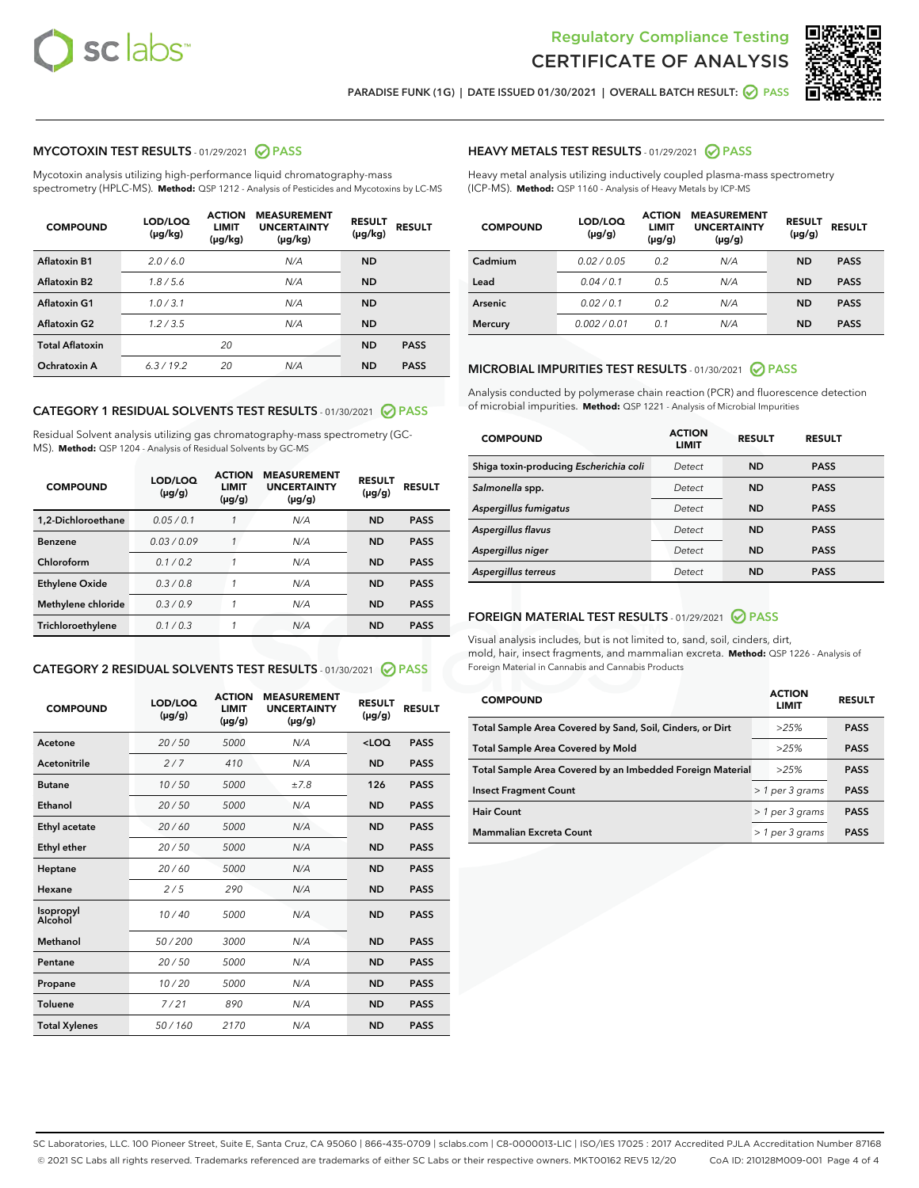Regulatory Compliance Testing

# CERTIFICATE OF ANALYSIS

PARADISE FUNK (1G) | DATE ISSUED 01/30/2021 | OVERALL BATCH RESULT: PASS

## MYCOTOXIN TEST RESULTS - 01/29/2021 PASS

Mycotoxin analysis utilizing high-performance liquid chromatography-mass spectrometry (HPLC-MS). **Method:** QSP 1212 - Analysis of Pesticides and Mycotoxins by LC-MS

| COMPOUND | LOD/LOQ (µg/kg) | ACTION LIMIT (µg/kg) | MEASUREMENT UNCERTAINTY (µg/kg) | RESULT (µg/kg) | RESULT |
|---|---|---|---|---|---|
| Aflatoxin B1 | 2.0 / 6.0 | | N/A | ND | |
| Aflatoxin B2 | 1.8 / 5.6 | | N/A | ND | |
| Aflatoxin G1 | 1.0 / 3.1 | | N/A | ND | |
| Aflatoxin G2 | 1.2 / 3.5 | | N/A | ND | |
| Total Aflatoxin | | 20 | | ND | PASS |
| Ochratoxin A | 6.3 / 19.2 | 20 | N/A | ND | PASS |

## CATEGORY 1 RESIDUAL SOLVENTS TEST RESULTS - 01/30/2021 PASS

Residual Solvent analysis utilizing gas chromatography-mass spectrometry (GC-MS). **Method:** QSP 1204 - Analysis of Residual Solvents by GC-MS

| COMPOUND | LOD/LOQ (µg/g) | ACTION LIMIT (µg/g) | MEASUREMENT UNCERTAINTY (µg/g) | RESULT (µg/g) | RESULT |
|---|---|---|---|---|---|
| 1,2-Dichloroethane | 0.05 / 0.1 | 1 | N/A | ND | PASS |
| Benzene | 0.03 / 0.09 | 1 | N/A | ND | PASS |
| Chloroform | 0.1 / 0.2 | 1 | N/A | ND | PASS |
| Ethylene Oxide | 0.3 / 0.8 | 1 | N/A | ND | PASS |
| Methylene chloride | 0.3 / 0.9 | 1 | N/A | ND | PASS |
| Trichloroethylene | 0.1 / 0.3 | 1 | N/A | ND | PASS |

## CATEGORY 2 RESIDUAL SOLVENTS TEST RESULTS - 01/30/2021 PASS

| COMPOUND | LOD/LOQ (µg/g) | ACTION LIMIT (µg/g) | MEASUREMENT UNCERTAINTY (µg/g) | RESULT (µg/g) | RESULT |
|---|---|---|---|---|---|
| Acetone | 20 / 50 | 5000 | N/A | <LOQ | PASS |
| Acetonitrile | 2 / 7 | 410 | N/A | ND | PASS |
| Butane | 10 / 50 | 5000 | ±7.8 | 126 | PASS |
| Ethanol | 20 / 50 | 5000 | N/A | ND | PASS |
| Ethyl acetate | 20 / 60 | 5000 | N/A | ND | PASS |
| Ethyl ether | 20 / 50 | 5000 | N/A | ND | PASS |
| Heptane | 20 / 60 | 5000 | N/A | ND | PASS |
| Hexane | 2 / 5 | 290 | N/A | ND | PASS |
| Isopropyl Alcohol | 10 / 40 | 5000 | N/A | ND | PASS |
| Methanol | 50 / 200 | 3000 | N/A | ND | PASS |
| Pentane | 20 / 50 | 5000 | N/A | ND | PASS |
| Propane | 10 / 20 | 5000 | N/A | ND | PASS |
| Toluene | 7 / 21 | 890 | N/A | ND | PASS |
| Total Xylenes | 50 / 160 | 2170 | N/A | ND | PASS |

## HEAVY METALS TEST RESULTS - 01/29/2021 PASS

Heavy metal analysis utilizing inductively coupled plasma-mass spectrometry (ICP-MS). **Method:** QSP 1160 - Analysis of Heavy Metals by ICP-MS

| COMPOUND | LOD/LOQ (µg/g) | ACTION LIMIT (µg/g) | MEASUREMENT UNCERTAINTY (µg/g) | RESULT (µg/g) | RESULT |
|---|---|---|---|---|---|
| Cadmium | 0.02 / 0.05 | 0.2 | N/A | ND | PASS |
| Lead | 0.04 / 0.1 | 0.5 | N/A | ND | PASS |
| Arsenic | 0.02 / 0.1 | 0.2 | N/A | ND | PASS |
| Mercury | 0.002 / 0.01 | 0.1 | N/A | ND | PASS |

## MICROBIAL IMPURITIES TEST RESULTS - 01/30/2021 PASS

Analysis conducted by polymerase chain reaction (PCR) and fluorescence detection of microbial impurities. **Method:** QSP 1221 - Analysis of Microbial Impurities

| COMPOUND | ACTION LIMIT | RESULT | RESULT |
|---|---|---|---|
| Shiga toxin-producing *Escherichia coli* | Detect | ND | PASS |
| *Salmonella* spp. | Detect | ND | PASS |
| *Aspergillus fumigatus* | Detect | ND | PASS |
| *Aspergillus flavus* | Detect | ND | PASS |
| *Aspergillus niger* | Detect | ND | PASS |
| *Aspergillus terreus* | Detect | ND | PASS |

## FOREIGN MATERIAL TEST RESULTS - 01/29/2021 PASS

Visual analysis includes, but is not limited to, sand, soil, cinders, dirt, mold, hair, insect fragments, and mammalian excreta. **Method:** QSP 1226 - Analysis of Foreign Material in Cannabis and Cannabis Products

| COMPOUND | ACTION LIMIT | RESULT |
|---|---|---|
| Total Sample Area Covered by Sand, Soil, Cinders, or Dirt | >25% | PASS |
| Total Sample Area Covered by Mold | >25% | PASS |
| Total Sample Area Covered by an Imbedded Foreign Material | >25% | PASS |
| Insect Fragment Count | > 1 per 3 grams | PASS |
| Hair Count | > 1 per 3 grams | PASS |
| Mammalian Excreta Count | > 1 per 3 grams | PASS |

SC Laboratories, LLC. 100 Pioneer Street, Suite E, Santa Cruz, CA 95060 | 866-435-0709 | sclabs.com | C8-0000013-LIC | ISO/IES 17025 : 2017 Accredited PJLA Accreditation Number 87168
© 2021 SC Labs all rights reserved. Trademarks referenced are trademarks of either SC Labs or their respective owners. MKT00162 REV5 12/20 CoA ID: 210128M009-001